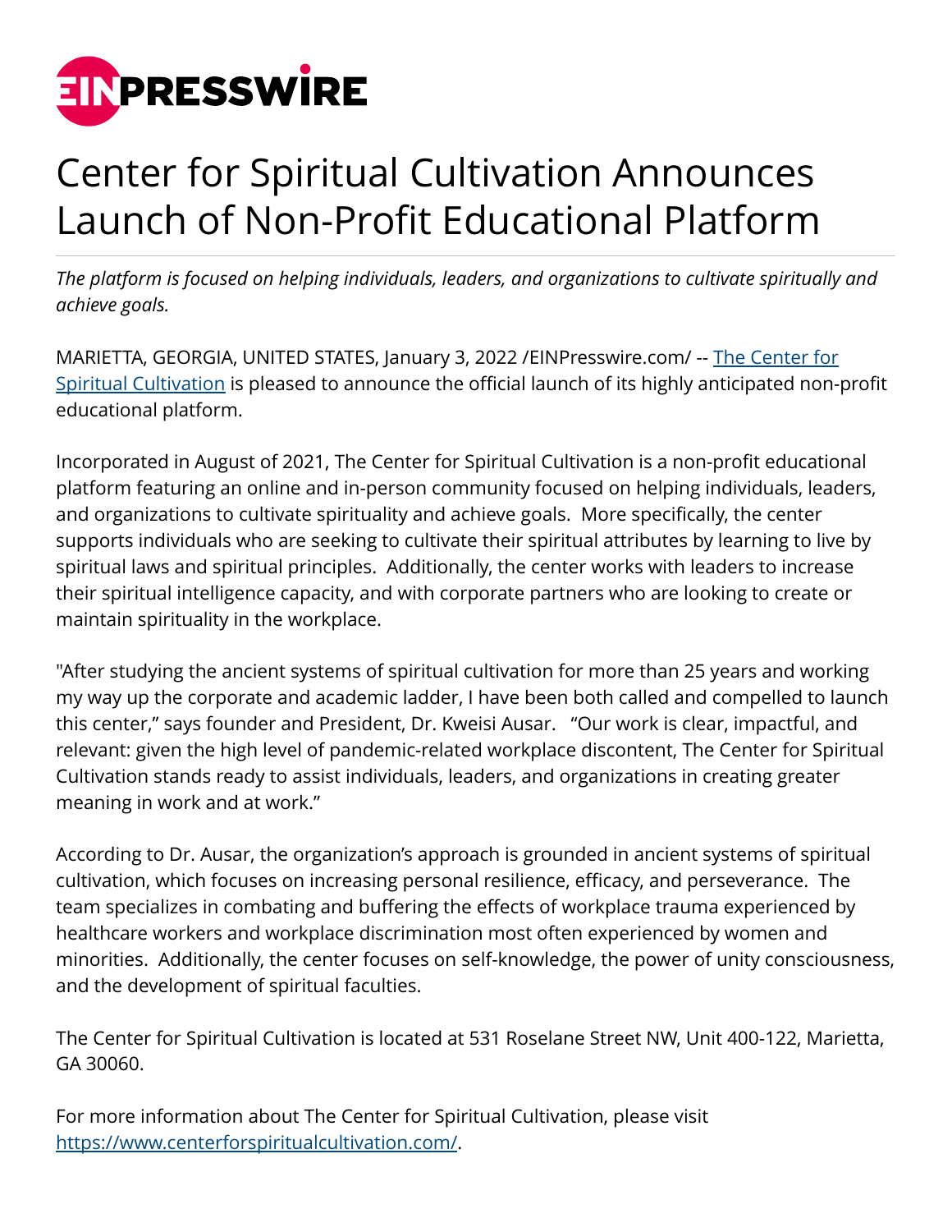# Center for Spiritual Cultivation Announces Launch of Non-Profit Educational Platform

*The platform is focused on helping individuals, leaders, and organizations to cultivate spiritually and achieve goals.*

MARIETTA, GEORGIA, UNITED STATES, January 3, 2022 /EINPresswire.com/ -- [The Center for Spiritual Cultivation](https://www.centerforspiritualcultivation.com/) is pleased to announce the official launch of its highly anticipated non-profit educational platform.

Incorporated in August of 2021, The Center for Spiritual Cultivation is a non-profit educational platform featuring an online and in-person community focused on helping individuals, leaders, and organizations to cultivate spirituality and achieve goals. More specifically, the center supports individuals who are seeking to cultivate their spiritual attributes by learning to live by spiritual laws and spiritual principles. Additionally, the center works with leaders to increase their spiritual intelligence capacity, and with corporate partners who are looking to create or maintain spirituality in the workplace.

"After studying the ancient systems of spiritual cultivation for more than 25 years and working my way up the corporate and academic ladder, I have been both called and compelled to launch this center," says founder and President, Dr. Kweisi Ausar. "Our work is clear, impactful, and relevant: given the high level of pandemic-related workplace discontent, The Center for Spiritual Cultivation stands ready to assist individuals, leaders, and organizations in creating greater meaning in work and at work."

According to Dr. Ausar, the organization's approach is grounded in ancient systems of spiritual cultivation, which focuses on increasing personal resilience, efficacy, and perseverance. The team specializes in combating and buffering the effects of workplace trauma experienced by healthcare workers and workplace discrimination most often experienced by women and minorities. Additionally, the center focuses on self-knowledge, the power of unity consciousness, and the development of spiritual faculties.

The Center for Spiritual Cultivation is located at 531 Roselane Street NW, Unit 400-122, Marietta, GA 30060.

For more information about The Center for Spiritual Cultivation, please visit [https://www.centerforspiritualcultivation.com/](https://www.centerforspiritualcultivation.com/).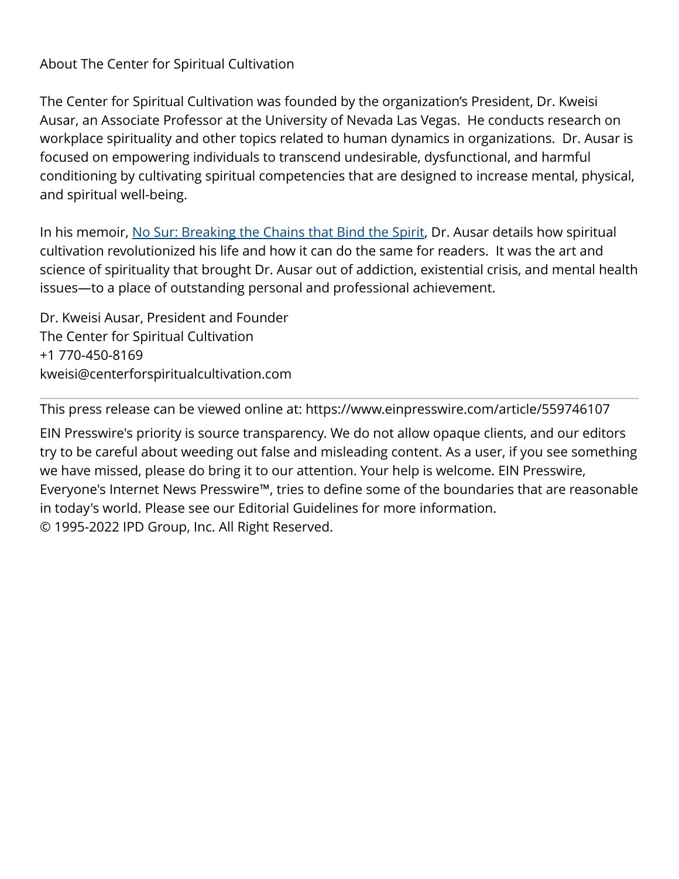About The Center for Spiritual Cultivation

The Center for Spiritual Cultivation was founded by the organization's President, Dr. Kweisi Ausar, an Associate Professor at the University of Nevada Las Vegas. He conducts research on workplace spirituality and other topics related to human dynamics in organizations. Dr. Ausar is focused on empowering individuals to transcend undesirable, dysfunctional, and harmful conditioning by cultivating spiritual competencies that are designed to increase mental, physical, and spiritual well-being.

In his memoir, No Sur: Breaking the Chains that Bind the Spirit, Dr. Ausar details how spiritual cultivation revolutionized his life and how it can do the same for readers. It was the art and science of spirituality that brought Dr. Ausar out of addiction, existential crisis, and mental health issues—to a place of outstanding personal and professional achievement.

Dr. Kweisi Ausar, President and Founder
The Center for Spiritual Cultivation
+1 770-450-8169
kweisi@centerforspiritualcultivation.com

---

This press release can be viewed online at: https://www.einpresswire.com/article/559746107

EIN Presswire's priority is source transparency. We do not allow opaque clients, and our editors try to be careful about weeding out false and misleading content. As a user, if you see something we have missed, please do bring it to our attention. Your help is welcome. EIN Presswire, Everyone's Internet News Presswire™, tries to define some of the boundaries that are reasonable in today's world. Please see our Editorial Guidelines for more information.
© 1995-2022 IPD Group, Inc. All Right Reserved.